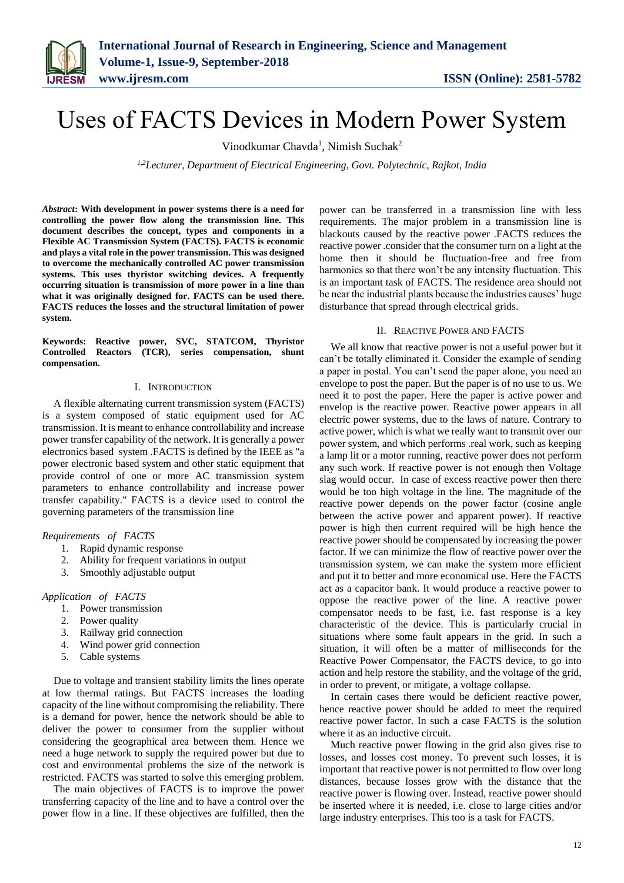# Uses of FACTS Devices in Modern Power System

Vinodkumar Chavda[1], Nimish Suchak[2]

[1,2]*Lecturer, Department of Electrical Engineering, Govt. Polytechnic, Rajkot, India*

***Abstract*: With development in power systems there is a need for controlling the power flow along the transmission line. This document describes the concept, types and components in a Flexible AC Transmission System (FACTS). FACTS is economic and plays a vital role in the power transmission. This was designed to overcome the mechanically controlled AC power transmission systems. This uses thyristor switching devices. A frequently occurring situation is transmission of more power in a line than what it was originally designed for. FACTS can be used there. FACTS reduces the losses and the structural limitation of power system.**

**Keywords: Reactive power, SVC, STATCOM, Thyristor Controlled Reactors (TCR), series compensation, shunt compensation.**

## I. Introduction

A flexible alternating current transmission system (FACTS) is a system composed of static equipment used for AC transmission. It is meant to enhance controllability and increase power transfer capability of the network. It is generally a power electronics based system .FACTS is defined by the IEEE as "a power electronic based system and other static equipment that provide control of one or more AC transmission system parameters to enhance controllability and increase power transfer capability." FACTS is a device used to control the governing parameters of the transmission line

*Requirements of FACTS*

1. Rapid dynamic response
2. Ability for frequent variations in output
3. Smoothly adjustable output

*Application of FACTS*

1. Power transmission
2. Power quality
3. Railway grid connection
4. Wind power grid connection
5. Cable systems

Due to voltage and transient stability limits the lines operate at low thermal ratings. But FACTS increases the loading capacity of the line without compromising the reliability. There is a demand for power, hence the network should be able to deliver the power to consumer from the supplier without considering the geographical area between them. Hence we need a huge network to supply the required power but due to cost and environmental problems the size of the network is restricted. FACTS was started to solve this emerging problem.

The main objectives of FACTS is to improve the power transferring capacity of the line and to have a control over the power flow in a line. If these objectives are fulfilled, then the power can be transferred in a transmission line with less requirements. The major problem in a transmission line is blackouts caused by the reactive power .FACTS reduces the reactive power .consider that the consumer turn on a light at the home then it should be fluctuation-free and free from harmonics so that there won't be any intensity fluctuation. This is an important task of FACTS. The residence area should not be near the industrial plants because the industries causes' huge disturbance that spread through electrical grids.

## II. Reactive Power and FACTS

We all know that reactive power is not a useful power but it can't be totally eliminated it. Consider the example of sending a paper in postal. You can't send the paper alone, you need an envelope to post the paper. But the paper is of no use to us. We need it to post the paper. Here the paper is active power and envelop is the reactive power. Reactive power appears in all electric power systems, due to the laws of nature. Contrary to active power, which is what we really want to transmit over our power system, and which performs .real work, such as keeping a lamp lit or a motor running, reactive power does not perform any such work. If reactive power is not enough then Voltage slag would occur. In case of excess reactive power then there would be too high voltage in the line. The magnitude of the reactive power depends on the power factor (cosine angle between the active power and apparent power). If reactive power is high then current required will be high hence the reactive power should be compensated by increasing the power factor. If we can minimize the flow of reactive power over the transmission system, we can make the system more efficient and put it to better and more economical use. Here the FACTS act as a capacitor bank. It would produce a reactive power to oppose the reactive power of the line. A reactive power compensator needs to be fast, i.e. fast response is a key characteristic of the device. This is particularly crucial in situations where some fault appears in the grid. In such a situation, it will often be a matter of milliseconds for the Reactive Power Compensator, the FACTS device, to go into action and help restore the stability, and the voltage of the grid, in order to prevent, or mitigate, a voltage collapse.

In certain cases there would be deficient reactive power, hence reactive power should be added to meet the required reactive power factor. In such a case FACTS is the solution where it as an inductive circuit.

Much reactive power flowing in the grid also gives rise to losses, and losses cost money. To prevent such losses, it is important that reactive power is not permitted to flow over long distances, because losses grow with the distance that the reactive power is flowing over. Instead, reactive power should be inserted where it is needed, i.e. close to large cities and/or large industry enterprises. This too is a task for FACTS.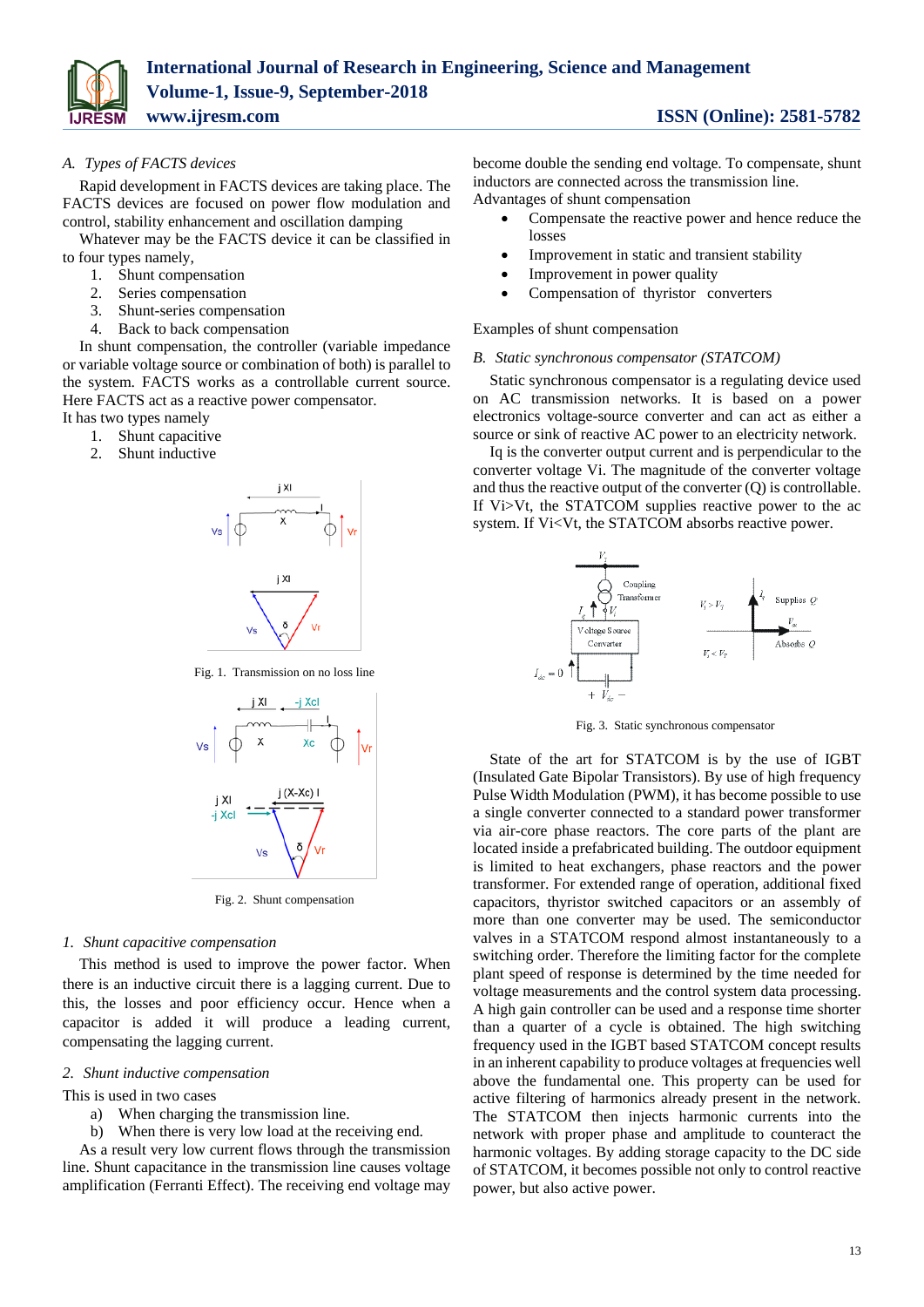### A. Types of FACTS devices

Rapid development in FACTS devices are taking place. The FACTS devices are focused on power flow modulation and control, stability enhancement and oscillation damping

Whatever may be the FACTS device it can be classified in to four types namely,

1. Shunt compensation
2. Series compensation
3. Shunt-series compensation
4. Back to back compensation

In shunt compensation, the controller (variable impedance or variable voltage source or combination of both) is parallel to the system. FACTS works as a controllable current source. Here FACTS act as a reactive power compensator.

It has two types namely

1. Shunt capacitive
2. Shunt inductive

Fig. 1. Transmission on no loss line

Fig. 2. Shunt compensation

#### 1. Shunt capacitive compensation

This method is used to improve the power factor. When there is an inductive circuit there is a lagging current. Due to this, the losses and poor efficiency occur. Hence when a capacitor is added it will produce a leading current, compensating the lagging current.

#### 2. Shunt inductive compensation

This is used in two cases

a) When charging the transmission line.
b) When there is very low load at the receiving end.

As a result very low current flows through the transmission line. Shunt capacitance in the transmission line causes voltage amplification (Ferranti Effect). The receiving end voltage may become double the sending end voltage. To compensate, shunt inductors are connected across the transmission line.

Advantages of shunt compensation

- Compensate the reactive power and hence reduce the losses
- Improvement in static and transient stability
- Improvement in power quality
- Compensation of thyristor converters

Examples of shunt compensation

### B. Static synchronous compensator (STATCOM)

Static synchronous compensator is a regulating device used on AC transmission networks. It is based on a power electronics voltage-source converter and can act as either a source or sink of reactive AC power to an electricity network.

Iq is the converter output current and is perpendicular to the converter voltage Vi. The magnitude of the converter voltage and thus the reactive output of the converter (Q) is controllable. If Vi>Vt, the STATCOM supplies reactive power to the ac system. If Vi<Vt, the STATCOM absorbs reactive power.

Fig. 3. Static synchronous compensator

State of the art for STATCOM is by the use of IGBT (Insulated Gate Bipolar Transistors). By use of high frequency Pulse Width Modulation (PWM), it has become possible to use a single converter connected to a standard power transformer via air-core phase reactors. The core parts of the plant are located inside a prefabricated building. The outdoor equipment is limited to heat exchangers, phase reactors and the power transformer. For extended range of operation, additional fixed capacitors, thyristor switched capacitors or an assembly of more than one converter may be used. The semiconductor valves in a STATCOM respond almost instantaneously to a switching order. Therefore the limiting factor for the complete plant speed of response is determined by the time needed for voltage measurements and the control system data processing. A high gain controller can be used and a response time shorter than a quarter of a cycle is obtained. The high switching frequency used in the IGBT based STATCOM concept results in an inherent capability to produce voltages at frequencies well above the fundamental one. This property can be used for active filtering of harmonics already present in the network. The STATCOM then injects harmonic currents into the network with proper phase and amplitude to counteract the harmonic voltages. By adding storage capacity to the DC side of STATCOM, it becomes possible not only to control reactive power, but also active power.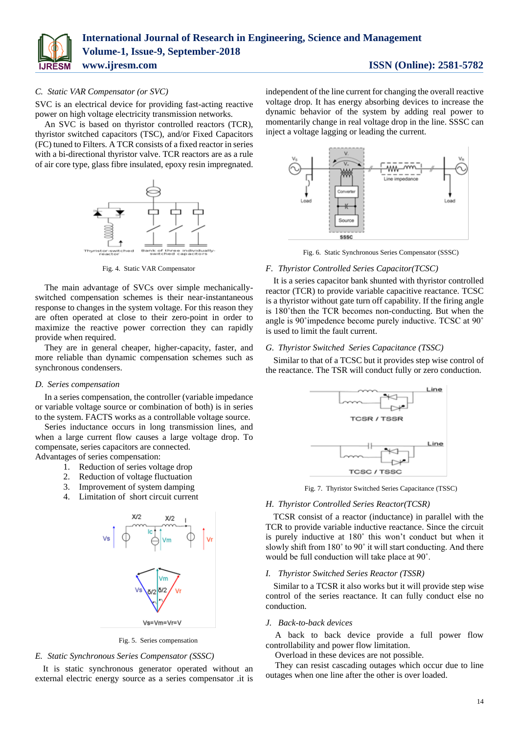### C. Static VAR Compensator (or SVC)

SVC is an electrical device for providing fast-acting reactive power on high voltage electricity transmission networks.

An SVC is based on thyristor controlled reactors (TCR), thyristor switched capacitors (TSC), and/or Fixed Capacitors (FC) tuned to Filters. A TCR consists of a fixed reactor in series with a bi-directional thyristor valve. TCR reactors are as a rule of air core type, glass fibre insulated, epoxy resin impregnated.

Fig. 4. Static VAR Compensator

The main advantage of SVCs over simple mechanically-switched compensation schemes is their near-instantaneous response to changes in the system voltage. For this reason they are often operated at close to their zero-point in order to maximize the reactive power correction they can rapidly provide when required.

They are in general cheaper, higher-capacity, faster, and more reliable than dynamic compensation schemes such as synchronous condensers.

### D. Series compensation

In a series compensation, the controller (variable impedance or variable voltage source or combination of both) is in series to the system. FACTS works as a controllable voltage source.

Series inductance occurs in long transmission lines, and when a large current flow causes a large voltage drop. To compensate, series capacitors are connected.

Advantages of series compensation:

1. Reduction of series voltage drop
2. Reduction of voltage fluctuation
3. Improvement of system damping
4. Limitation of short circuit current

Fig. 5. Series compensation

### E. Static Synchronous Series Compensator (SSSC)

It is static synchronous generator operated without an external electric energy source as a series compensator .it is independent of the line current for changing the overall reactive voltage drop. It has energy absorbing devices to increase the dynamic behavior of the system by adding real power to momentarily change in real voltage drop in the line. SSSC can inject a voltage lagging or leading the current.

Fig. 6. Static Synchronous Series Compensator (SSSC)

### F. Thyristor Controlled Series Capacitor(TCSC)

It is a series capacitor bank shunted with thyristor controlled reactor (TCR) to provide variable capacitive reactance. TCSC is a thyristor without gate turn off capability. If the firing angle is 180˚then the TCR becomes non-conducting. But when the angle is 90˚impedence become purely inductive. TCSC at 90˚ is used to limit the fault current.

### G. Thyristor Switched Series Capacitance (TSSC)

Similar to that of a TCSC but it provides step wise control of the reactance. The TSR will conduct fully or zero conduction.

Fig. 7. Thyristor Switched Series Capacitance (TSSC)

### H. Thyristor Controlled Series Reactor(TCSR)

TCSR consist of a reactor (inductance) in parallel with the TCR to provide variable inductive reactance. Since the circuit is purely inductive at 180˚ this won't conduct but when it slowly shift from 180˚ to 90˚ it will start conducting. And there would be full conduction will take place at 90˚.

### I. Thyristor Switched Series Reactor (TSSR)

Similar to a TCSR it also works but it will provide step wise control of the series reactance. It can fully conduct else no conduction.

### J. Back-to-back devices

A back to back device provide a full power flow controllability and power flow limitation.

Overload in these devices are not possible.

They can resist cascading outages which occur due to line outages when one line after the other is over loaded.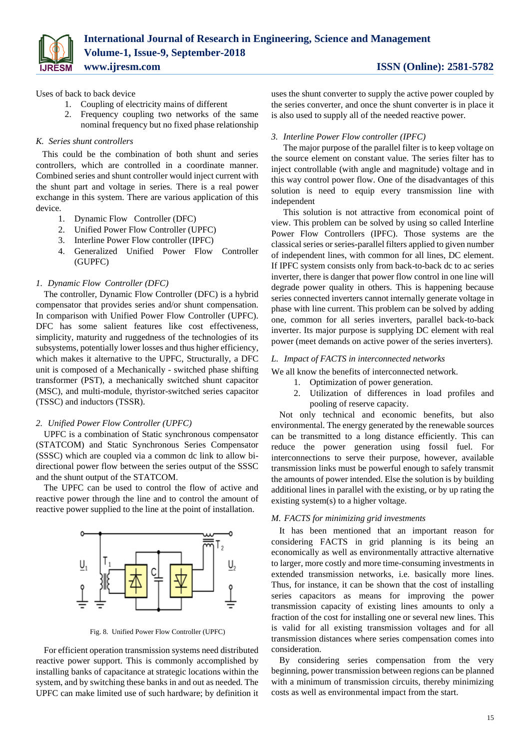Uses of back to back device

1. Coupling of electricity mains of different
2. Frequency coupling two networks of the same nominal frequency but no fixed phase relationship

### K. Series shunt controllers

This could be the combination of both shunt and series controllers, which are controlled in a coordinate manner. Combined series and shunt controller would inject current with the shunt part and voltage in series. There is a real power exchange in this system. There are various application of this device.

1. Dynamic Flow Controller (DFC)
2. Unified Power Flow Controller (UPFC)
3. Interline Power Flow controller (IPFC)
4. Generalized Unified Power Flow Controller (GUPFC)

#### 1. Dynamic Flow Controller (DFC)

The controller, Dynamic Flow Controller (DFC) is a hybrid compensator that provides series and/or shunt compensation. In comparison with Unified Power Flow Controller (UPFC). DFC has some salient features like cost effectiveness, simplicity, maturity and ruggedness of the technologies of its subsystems, potentially lower losses and thus higher efficiency, which makes it alternative to the UPFC, Structurally, a DFC unit is composed of a Mechanically - switched phase shifting transformer (PST), a mechanically switched shunt capacitor (MSC), and multi-module, thyristor-switched series capacitor (TSSC) and inductors (TSSR).

#### 2. Unified Power Flow Controller (UPFC)

UPFC is a combination of Static synchronous compensator (STATCOM) and Static Synchronous Series Compensator (SSSC) which are coupled via a common dc link to allow bi-directional power flow between the series output of the SSSC and the shunt output of the STATCOM.

The UPFC can be used to control the flow of active and reactive power through the line and to control the amount of reactive power supplied to the line at the point of installation.

Fig. 8. Unified Power Flow Controller (UPFC)

For efficient operation transmission systems need distributed reactive power support. This is commonly accomplished by installing banks of capacitance at strategic locations within the system, and by switching these banks in and out as needed. The UPFC can make limited use of such hardware; by definition it uses the shunt converter to supply the active power coupled by the series converter, and once the shunt converter is in place it is also used to supply all of the needed reactive power.

#### 3. Interline Power Flow controller (IPFC)

The major purpose of the parallel filter is to keep voltage on the source element on constant value. The series filter has to inject controllable (with angle and magnitude) voltage and in this way control power flow. One of the disadvantages of this solution is need to equip every transmission line with independent

This solution is not attractive from economical point of view. This problem can be solved by using so called Interline Power Flow Controllers (IPFC). Those systems are the classical series or series-parallel filters applied to given number of independent lines, with common for all lines, DC element. If IPFC system consists only from back-to-back dc to ac series inverter, there is danger that power flow control in one line will degrade power quality in others. This is happening because series connected inverters cannot internally generate voltage in phase with line current. This problem can be solved by adding one, common for all series inverters, parallel back-to-back inverter. Its major purpose is supplying DC element with real power (meet demands on active power of the series inverters).

### L. Impact of FACTS in interconnected networks

We all know the benefits of interconnected network.

1. Optimization of power generation.
2. Utilization of differences in load profiles and pooling of reserve capacity.

Not only technical and economic benefits, but also environmental. The energy generated by the renewable sources can be transmitted to a long distance efficiently. This can reduce the power generation using fossil fuel. For interconnections to serve their purpose, however, available transmission links must be powerful enough to safely transmit the amounts of power intended. Else the solution is by building additional lines in parallel with the existing, or by up rating the existing system(s) to a higher voltage.

### M. FACTS for minimizing grid investments

It has been mentioned that an important reason for considering FACTS in grid planning is its being an economically as well as environmentally attractive alternative to larger, more costly and more time-consuming investments in extended transmission networks, i.e. basically more lines. Thus, for instance, it can be shown that the cost of installing series capacitors as means for improving the power transmission capacity of existing lines amounts to only a fraction of the cost for installing one or several new lines. This is valid for all existing transmission voltages and for all transmission distances where series compensation comes into consideration.

By considering series compensation from the very beginning, power transmission between regions can be planned with a minimum of transmission circuits, thereby minimizing costs as well as environmental impact from the start.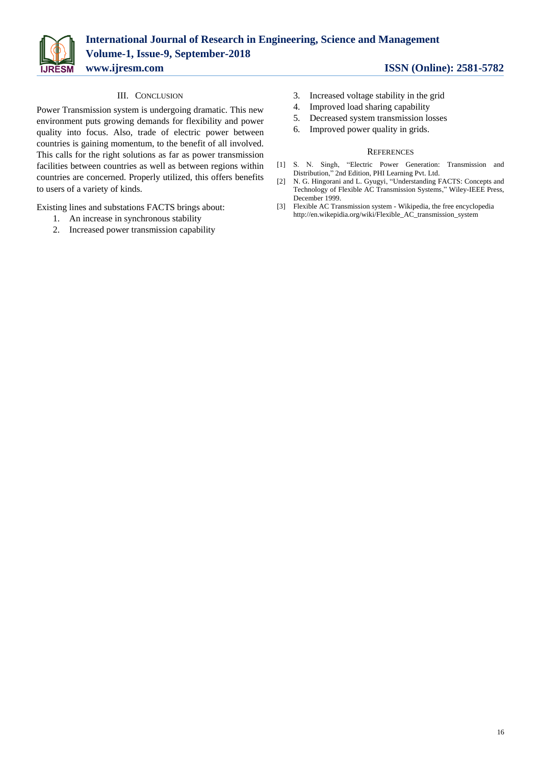## III. CONCLUSION

Power Transmission system is undergoing dramatic. This new environment puts growing demands for flexibility and power quality into focus. Also, trade of electric power between countries is gaining momentum, to the benefit of all involved. This calls for the right solutions as far as power transmission facilities between countries as well as between regions within countries are concerned. Properly utilized, this offers benefits to users of a variety of kinds.

Existing lines and substations FACTS brings about:

1. An increase in synchronous stability
2. Increased power transmission capability
3. Increased voltage stability in the grid
4. Improved load sharing capability
5. Decreased system transmission losses
6. Improved power quality in grids.

## REFERENCES

[1] S. N. Singh, "Electric Power Generation: Transmission and Distribution," 2nd Edition, PHI Learning Pvt. Ltd.

[2] N. G. Hingorani and L. Gyugyi, "Understanding FACTS: Concepts and Technology of Flexible AC Transmission Systems," Wiley-IEEE Press, December 1999.

[3] Flexible AC Transmission system - Wikipedia, the free encyclopedia http://en.wikepidia.org/wiki/Flexible_AC_transmission_system